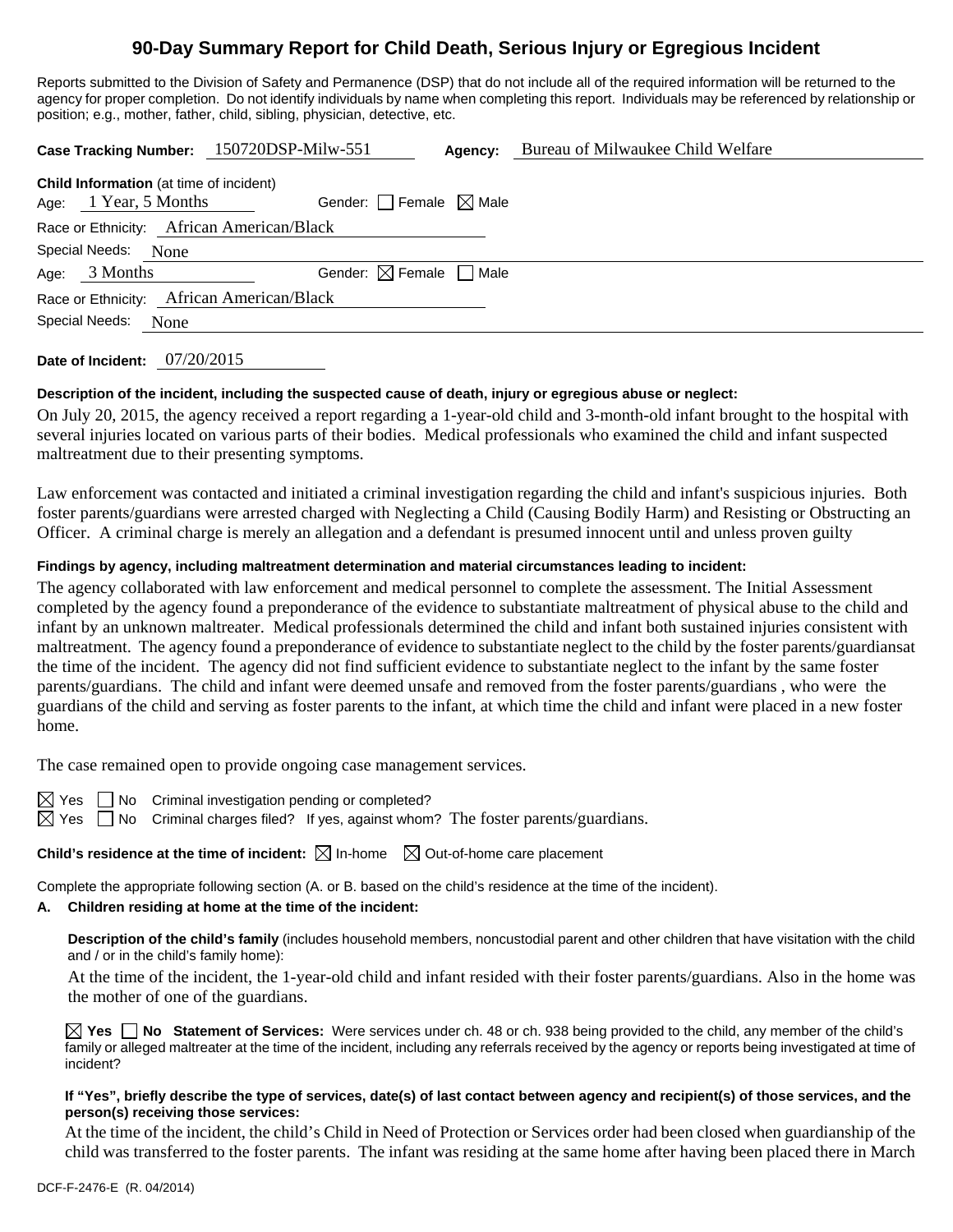# 90-Day Summary Report for Child Death, Serious Injury or Egregious Incident

Reports submitted to the Division of Safety and Permanence (DSP) that do not include all of the required information will be returned to the agency for proper completion. Do not identify individuals by name when completing this report. Individuals may be referenced by relationship or position; e.g., mother, father, child, sibling, physician, detective, etc.

**Case Tracking Number:** 150720DSP-Milw-551 **Agency:** Bureau of Milwaukee Child Welfare

**Child Information** (at time of incident)

Age: 1 Year, 5 Months Gender: ☐ Female ☒ Male

Race or Ethnicity: African American/Black

Special Needs: None

Age: 3 Months Gender: ☒ Female ☐ Male

Race or Ethnicity: African American/Black

Special Needs: None

**Date of Incident:** 07/20/2015

**Description of the incident, including the suspected cause of death, injury or egregious abuse or neglect:**

On July 20, 2015, the agency received a report regarding a 1-year-old child and 3-month-old infant brought to the hospital with several injuries located on various parts of their bodies. Medical professionals who examined the child and infant suspected maltreatment due to their presenting symptoms.

Law enforcement was contacted and initiated a criminal investigation regarding the child and infant's suspicious injuries. Both foster parents/guardians were arrested charged with Neglecting a Child (Causing Bodily Harm) and Resisting or Obstructing an Officer. A criminal charge is merely an allegation and a defendant is presumed innocent until and unless proven guilty

**Findings by agency, including maltreatment determination and material circumstances leading to incident:**

The agency collaborated with law enforcement and medical personnel to complete the assessment. The Initial Assessment completed by the agency found a preponderance of the evidence to substantiate maltreatment of physical abuse to the child and infant by an unknown maltreater. Medical professionals determined the child and infant both sustained injuries consistent with maltreatment. The agency found a preponderance of evidence to substantiate neglect to the child by the foster parents/guardiansat the time of the incident. The agency did not find sufficient evidence to substantiate neglect to the infant by the same foster parents/guardians. The child and infant were deemed unsafe and removed from the foster parents/guardians , who were the guardians of the child and serving as foster parents to the infant, at which time the child and infant were placed in a new foster home.

The case remained open to provide ongoing case management services.

☒ Yes ☐ No Criminal investigation pending or completed?

☒ Yes ☐ No Criminal charges filed? If yes, against whom? The foster parents/guardians.

**Child's residence at the time of incident:** ☒ In-home ☒ Out-of-home care placement

Complete the appropriate following section (A. or B. based on the child's residence at the time of the incident).

**A. Children residing at home at the time of the incident:**

**Description of the child's family** (includes household members, noncustodial parent and other children that have visitation with the child and / or in the child's family home):

At the time of the incident, the 1-year-old child and infant resided with their foster parents/guardians. Also in the home was the mother of one of the guardians.

☒ **Yes** ☐ **No Statement of Services:** Were services under ch. 48 or ch. 938 being provided to the child, any member of the child's family or alleged maltreater at the time of the incident, including any referrals received by the agency or reports being investigated at time of incident?

**If "Yes", briefly describe the type of services, date(s) of last contact between agency and recipient(s) of those services, and the person(s) receiving those services:**

At the time of the incident, the child's Child in Need of Protection or Services order had been closed when guardianship of the child was transferred to the foster parents. The infant was residing at the same home after having been placed there in March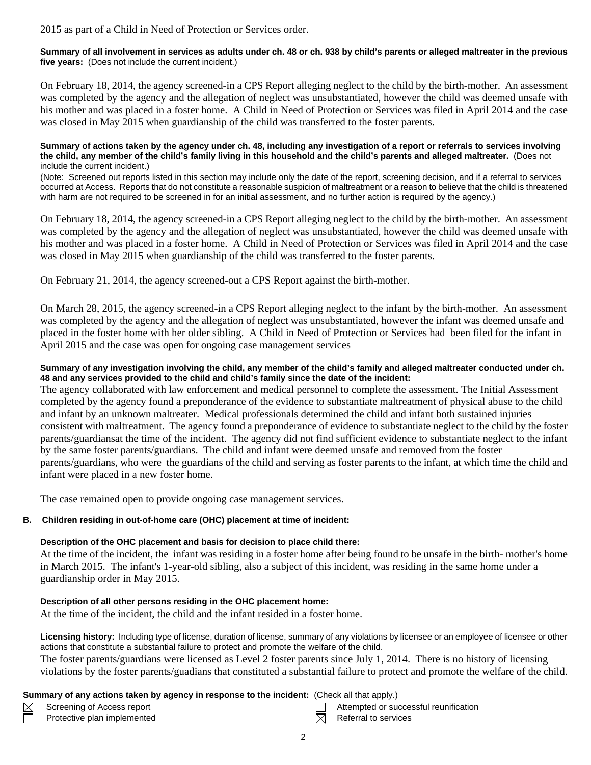2015 as part of a Child in Need of Protection or Services order.

**Summary of all involvement in services as adults under ch. 48 or ch. 938 by child's parents or alleged maltreater in the previous five years:** (Does not include the current incident.)

On February 18, 2014, the agency screened-in a CPS Report alleging neglect to the child by the birth-mother. An assessment was completed by the agency and the allegation of neglect was unsubstantiated, however the child was deemed unsafe with his mother and was placed in a foster home. A Child in Need of Protection or Services was filed in April 2014 and the case was closed in May 2015 when guardianship of the child was transferred to the foster parents.

**Summary of actions taken by the agency under ch. 48, including any investigation of a report or referrals to services involving the child, any member of the child's family living in this household and the child's parents and alleged maltreater.** (Does not include the current incident.)

(Note: Screened out reports listed in this section may include only the date of the report, screening decision, and if a referral to services occurred at Access. Reports that do not constitute a reasonable suspicion of maltreatment or a reason to believe that the child is threatened with harm are not required to be screened in for an initial assessment, and no further action is required by the agency.)

On February 18, 2014, the agency screened-in a CPS Report alleging neglect to the child by the birth-mother. An assessment was completed by the agency and the allegation of neglect was unsubstantiated, however the child was deemed unsafe with his mother and was placed in a foster home. A Child in Need of Protection or Services was filed in April 2014 and the case was closed in May 2015 when guardianship of the child was transferred to the foster parents.

On February 21, 2014, the agency screened-out a CPS Report against the birth-mother.

On March 28, 2015, the agency screened-in a CPS Report alleging neglect to the infant by the birth-mother. An assessment was completed by the agency and the allegation of neglect was unsubstantiated, however the infant was deemed unsafe and placed in the foster home with her older sibling. A Child in Need of Protection or Services had been filed for the infant in April 2015 and the case was open for ongoing case management services

**Summary of any investigation involving the child, any member of the child's family and alleged maltreater conducted under ch. 48 and any services provided to the child and child's family since the date of the incident:**

The agency collaborated with law enforcement and medical personnel to complete the assessment. The Initial Assessment completed by the agency found a preponderance of the evidence to substantiate maltreatment of physical abuse to the child and infant by an unknown maltreater. Medical professionals determined the child and infant both sustained injuries consistent with maltreatment. The agency found a preponderance of evidence to substantiate neglect to the child by the foster parents/guardiansat the time of the incident. The agency did not find sufficient evidence to substantiate neglect to the infant by the same foster parents/guardians. The child and infant were deemed unsafe and removed from the foster parents/guardians, who were the guardians of the child and serving as foster parents to the infant, at which time the child and infant were placed in a new foster home.

The case remained open to provide ongoing case management services.

**B. Children residing in out-of-home care (OHC) placement at time of incident:**

**Description of the OHC placement and basis for decision to place child there:**

At the time of the incident, the infant was residing in a foster home after being found to be unsafe in the birth- mother's home in March 2015. The infant's 1-year-old sibling, also a subject of this incident, was residing in the same home under a guardianship order in May 2015.

**Description of all other persons residing in the OHC placement home:**

At the time of the incident, the child and the infant resided in a foster home.

**Licensing history:** Including type of license, duration of license, summary of any violations by licensee or an employee of licensee or other actions that constitute a substantial failure to protect and promote the welfare of the child.

The foster parents/guardians were licensed as Level 2 foster parents since July 1, 2014. There is no history of licensing violations by the foster parents/guadians that constituted a substantial failure to protect and promote the welfare of the child.

**Summary of any actions taken by agency in response to the incident:** (Check all that apply.)

- ☒ Screening of Access report
- ☐ Protective plan implemented
- ☐ Attempted or successful reunification
- ☒ Referral to services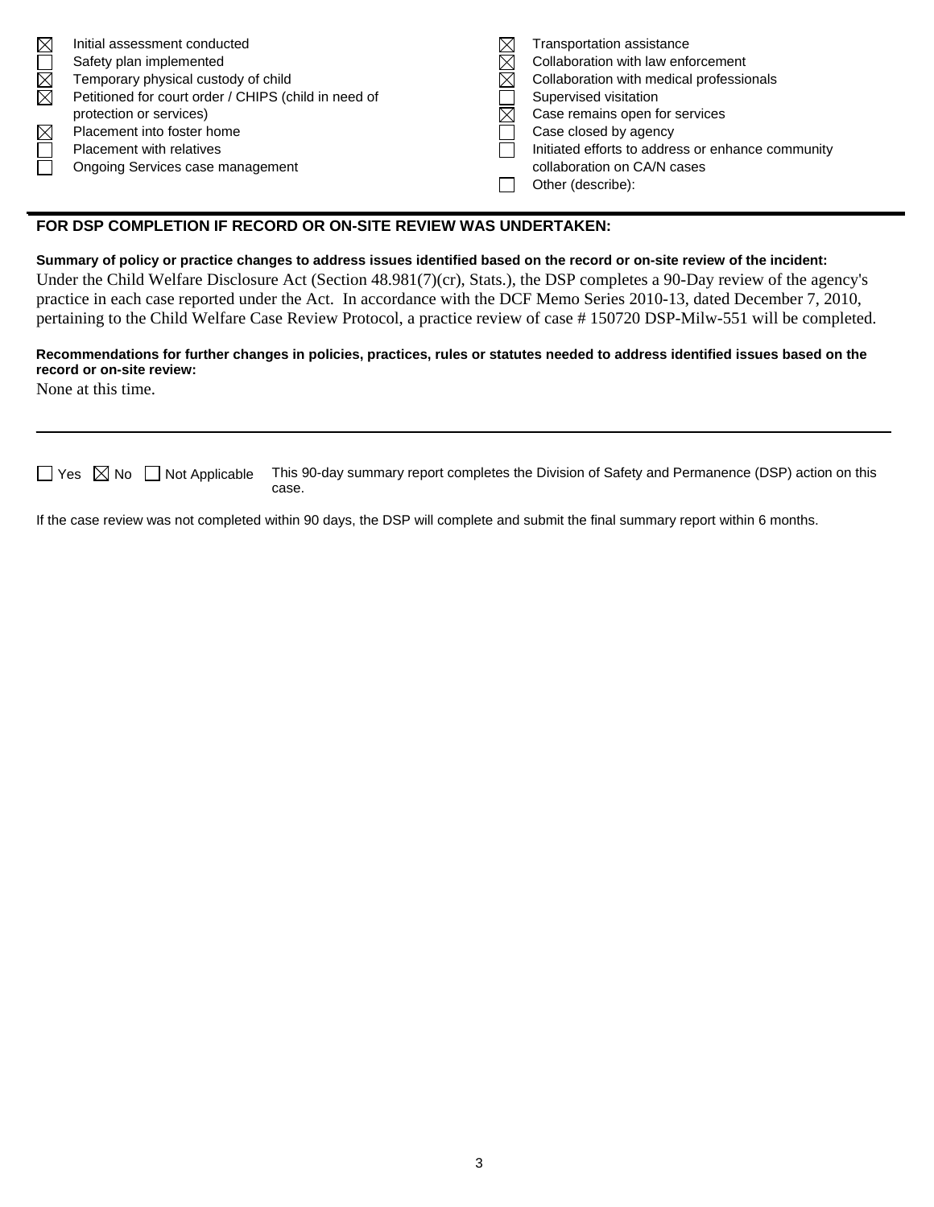- [x] Initial assessment conducted
- [ ] Safety plan implemented
- [x] Temporary physical custody of child
- [x] Petitioned for court order / CHIPS (child in need of protection or services)
- [x] Placement into foster home
- [ ] Placement with relatives
- [ ] Ongoing Services case management
- [x] Transportation assistance
- [x] Collaboration with law enforcement
- [x] Collaboration with medical professionals
- [ ] Supervised visitation
- [x] Case remains open for services
- [ ] Case closed by agency
- [ ] Initiated efforts to address or enhance community collaboration on CA/N cases
- [ ] Other (describe):

## FOR DSP COMPLETION IF RECORD OR ON-SITE REVIEW WAS UNDERTAKEN:

**Summary of policy or practice changes to address issues identified based on the record or on-site review of the incident:**

Under the Child Welfare Disclosure Act (Section 48.981(7)(cr), Stats.), the DSP completes a 90-Day review of the agency's practice in each case reported under the Act. In accordance with the DCF Memo Series 2010-13, dated December 7, 2010, pertaining to the Child Welfare Case Review Protocol, a practice review of case # 150720 DSP-Milw-551 will be completed.

**Recommendations for further changes in policies, practices, rules or statutes needed to address identified issues based on the record or on-site review:**

None at this time.

---

- [ ] Yes [x] No [ ] Not Applicable — This 90-day summary report completes the Division of Safety and Permanence (DSP) action on this case.

If the case review was not completed within 90 days, the DSP will complete and submit the final summary report within 6 months.